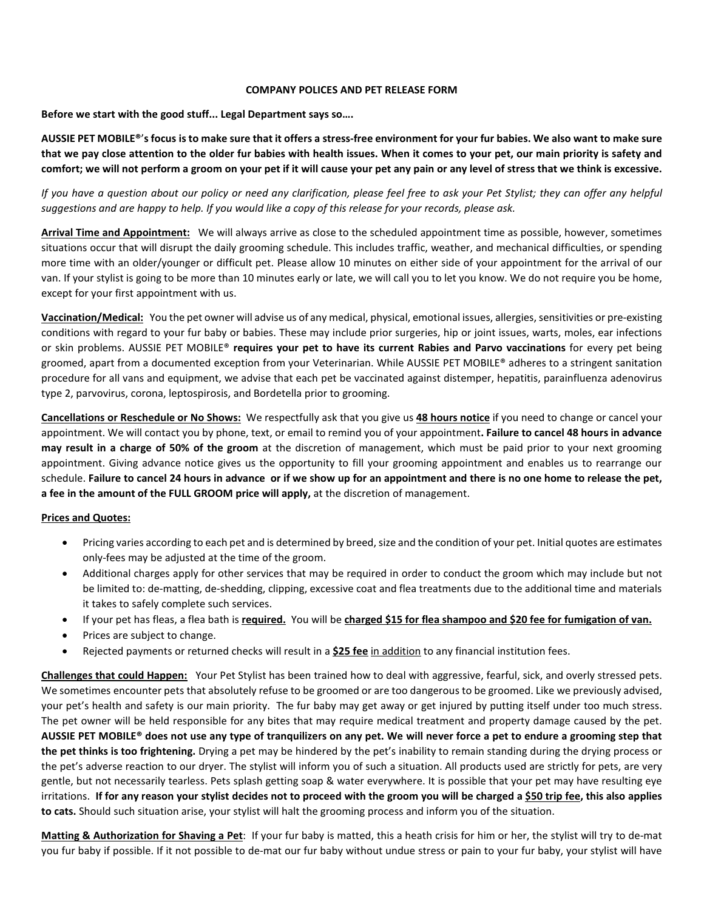**COMPANY POLICES AND PET RELEASE FORM**

**Before we start with the good stuff... Legal Department says so….**

**AUSSIE PET MOBILE®'s focus is to make sure that it offers a stress-free environment for your fur babies. We also want to make sure that we pay close attention to the older fur babies with health issues. When it comes to your pet, our main priority is safety and comfort; we will not perform a groom on your pet if it will cause your pet any pain or any level of stress that we think is excessive.**

*If you have a question about our policy or need any clarification, please feel free to ask your Pet Stylist; they can offer any helpful suggestions and are happy to help. If you would like a copy of this release for your records, please ask.*

**Arrival Time and Appointment:** We will always arrive as close to the scheduled appointment time as possible, however, sometimes situations occur that will disrupt the daily grooming schedule. This includes traffic, weather, and mechanical difficulties, or spending more time with an older/younger or difficult pet. Please allow 10 minutes on either side of your appointment for the arrival of our van. If your stylist is going to be more than 10 minutes early or late, we will call you to let you know. We do not require you be home, except for your first appointment with us.

**Vaccination/Medical:** You the pet owner will advise us of any medical, physical, emotional issues, allergies, sensitivities or pre-existing conditions with regard to your fur baby or babies. These may include prior surgeries, hip or joint issues, warts, moles, ear infections or skin problems. AUSSIE PET MOBILE® **requires your pet to have its current Rabies and Parvo vaccinations** for every pet being groomed, apart from a documented exception from your Veterinarian. While AUSSIE PET MOBILE® adheres to a stringent sanitation procedure for all vans and equipment, we advise that each pet be vaccinated against distemper, hepatitis, parainfluenza adenovirus type 2, parvovirus, corona, leptospirosis, and Bordetella prior to grooming.

**Cancellations or Reschedule or No Shows:** We respectfully ask that you give us **48 hours notice** if you need to change or cancel your appointment. We will contact you by phone, text, or email to remind you of your appointment**. Failure to cancel 48 hours in advance may result in a charge of 50% of the groom** at the discretion of management, which must be paid prior to your next grooming appointment. Giving advance notice gives us the opportunity to fill your grooming appointment and enables us to rearrange our schedule. **Failure to cancel 24 hours in advance or if we show up for an appointment and there is no one home to release the pet, a fee in the amount of the FULL GROOM price will apply,** at the discretion of management.

**Prices and Quotes:**

- Pricing varies according to each pet and is determined by breed, size and the condition of your pet. Initial quotes are estimates only-fees may be adjusted at the time of the groom.
- Additional charges apply for other services that may be required in order to conduct the groom which may include but not be limited to: de-matting, de-shedding, clipping, excessive coat and flea treatments due to the additional time and materials it takes to safely complete such services.
- If your pet has fleas, a flea bath is **required.** You will be **charged $15 for flea shampoo and $20 fee for fumigation of van.**
- Prices are subject to change.
- Rejected payments or returned checks will result in a **$25 fee** in addition to any financial institution fees.

**Challenges that could Happen:** Your Pet Stylist has been trained how to deal with aggressive, fearful, sick, and overly stressed pets. We sometimes encounter pets that absolutely refuse to be groomed or are too dangerous to be groomed. Like we previously advised, your pet's health and safety is our main priority. The fur baby may get away or get injured by putting itself under too much stress. The pet owner will be held responsible for any bites that may require medical treatment and property damage caused by the pet. **AUSSIE PET MOBILE® does not use any type of tranquilizers on any pet. We will never force a pet to endure a grooming step that the pet thinks is too frightening.** Drying a pet may be hindered by the pet's inability to remain standing during the drying process or the pet's adverse reaction to our dryer. The stylist will inform you of such a situation. All products used are strictly for pets, are very gentle, but not necessarily tearless. Pets splash getting soap & water everywhere. It is possible that your pet may have resulting eye irritations. **If for any reason your stylist decides not to proceed with the groom you will be charged a $50 trip fee, this also applies to cats.** Should such situation arise, your stylist will halt the grooming process and inform you of the situation.

**Matting & Authorization for Shaving a Pet**: If your fur baby is matted, this a heath crisis for him or her, the stylist will try to de-mat you fur baby if possible. If it not possible to de-mat our fur baby without undue stress or pain to your fur baby, your stylist will have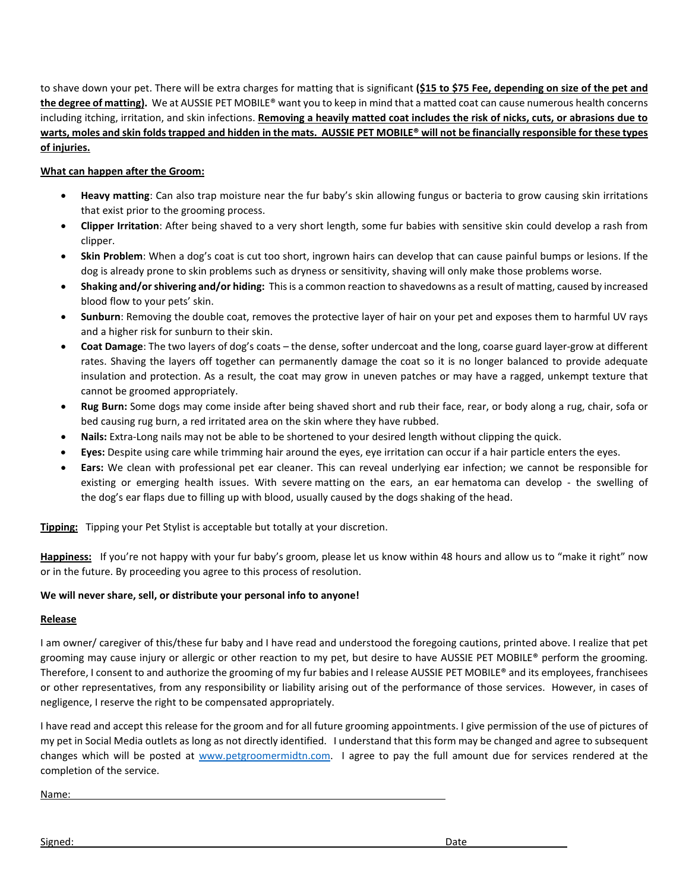to shave down your pet. There will be extra charges for matting that is significant **($15 to $75 Fee, depending on size of the pet and the degree of matting).** We at AUSSIE PET MOBILE® want you to keep in mind that a matted coat can cause numerous health concerns including itching, irritation, and skin infections. **Removing a heavily matted coat includes the risk of nicks, cuts, or abrasions due to warts, moles and skin folds trapped and hidden in the mats. AUSSIE PET MOBILE® will not be financially responsible for these types of injuries.**

**What can happen after the Groom:**

- **Heavy matting**: Can also trap moisture near the fur baby's skin allowing fungus or bacteria to grow causing skin irritations that exist prior to the grooming process.
- **Clipper Irritation**: After being shaved to a very short length, some fur babies with sensitive skin could develop a rash from clipper.
- **Skin Problem**: When a dog's coat is cut too short, ingrown hairs can develop that can cause painful bumps or lesions. If the dog is already prone to skin problems such as dryness or sensitivity, shaving will only make those problems worse.
- **Shaking and/or shivering and/or hiding:** This is a common reaction to shavedowns as a result of matting, caused by increased blood flow to your pets' skin.
- **Sunburn**: Removing the double coat, removes the protective layer of hair on your pet and exposes them to harmful UV rays and a higher risk for sunburn to their skin.
- **Coat Damage**: The two layers of dog's coats – the dense, softer undercoat and the long, coarse guard layer-grow at different rates. Shaving the layers off together can permanently damage the coat so it is no longer balanced to provide adequate insulation and protection. As a result, the coat may grow in uneven patches or may have a ragged, unkempt texture that cannot be groomed appropriately.
- **Rug Burn:** Some dogs may come inside after being shaved short and rub their face, rear, or body along a rug, chair, sofa or bed causing rug burn, a red irritated area on the skin where they have rubbed.
- **Nails:** Extra-Long nails may not be able to be shortened to your desired length without clipping the quick.
- **Eyes:** Despite using care while trimming hair around the eyes, eye irritation can occur if a hair particle enters the eyes.
- **Ears:** We clean with professional pet ear cleaner. This can reveal underlying ear infection; we cannot be responsible for existing or emerging health issues. With severe matting on the ears, an ear hematoma can develop - the swelling of the dog's ear flaps due to filling up with blood, usually caused by the dogs shaking of the head.

**Tipping:** Tipping your Pet Stylist is acceptable but totally at your discretion.

**Happiness:** If you're not happy with your fur baby's groom, please let us know within 48 hours and allow us to "make it right" now or in the future. By proceeding you agree to this process of resolution.

**We will never share, sell, or distribute your personal info to anyone!**

**Release**

I am owner/ caregiver of this/these fur baby and I have read and understood the foregoing cautions, printed above. I realize that pet grooming may cause injury or allergic or other reaction to my pet, but desire to have AUSSIE PET MOBILE® perform the grooming. Therefore, I consent to and authorize the grooming of my fur babies and I release AUSSIE PET MOBILE® and its employees, franchisees or other representatives, from any responsibility or liability arising out of the performance of those services. However, in cases of negligence, I reserve the right to be compensated appropriately.

I have read and accept this release for the groom and for all future grooming appointments. I give permission of the use of pictures of my pet in Social Media outlets as long as not directly identified. I understand that this form may be changed and agree to subsequent changes which will be posted at www.petgroomermidtn.com. I agree to pay the full amount due for services rendered at the completion of the service.

Name: ______________________________________________

Signed: ______________________________________________ Date ______________